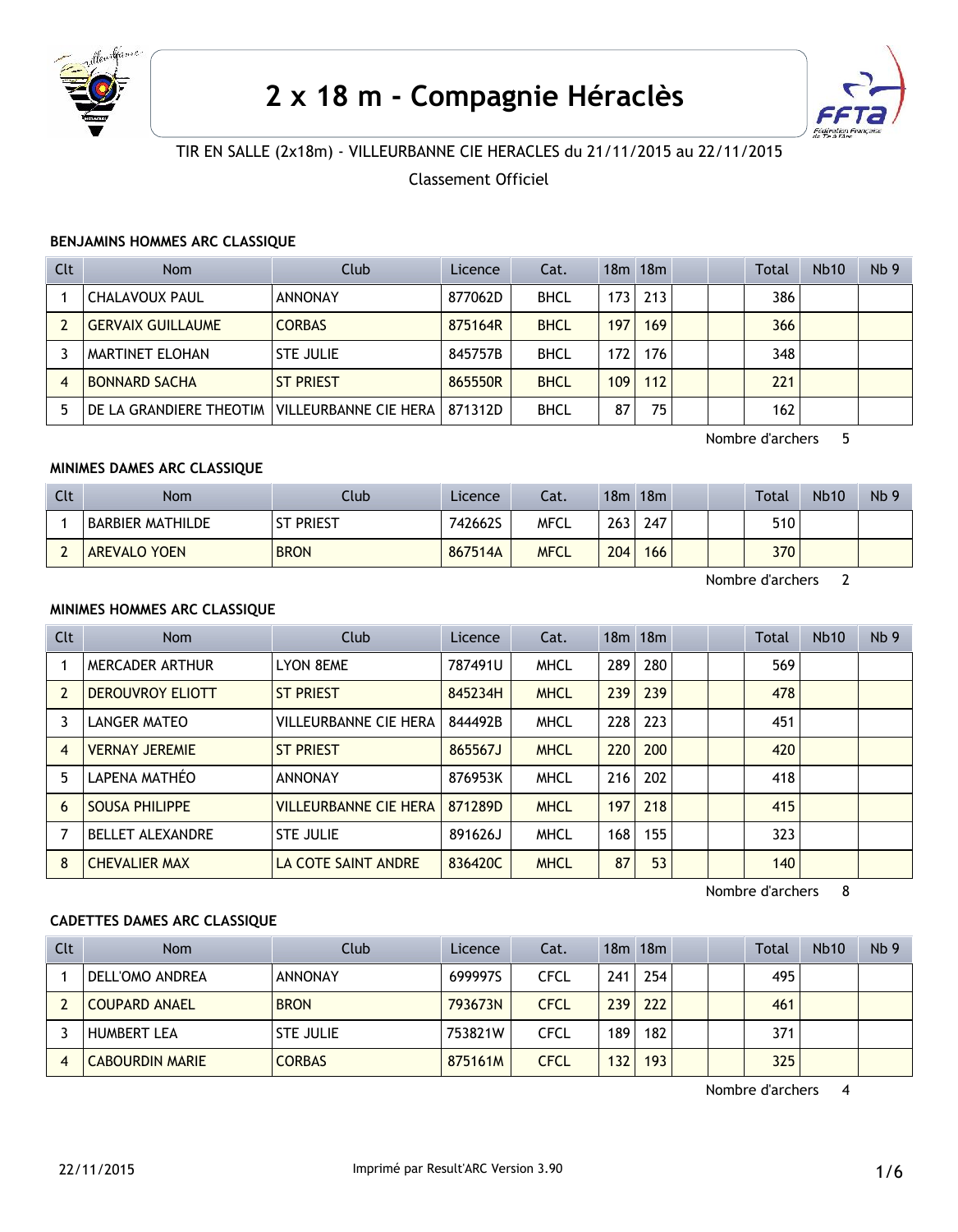# 2 x 18 m - Compagnie Héraclès

TIR EN SALLE (2x18m) - VILLEURBANNE CIE HERACLES du 21/11/2015 au 22/11/2015

Classement Officiel

### BENJAMINS HOMMES ARC CLASSIQUE

| Clt | Nom | Club | Licence | Cat. | 18m | 18m | | | Total | Nb10 | Nb 9 |
|---|---|---|---|---|---|---|---|---|---|---|---|
| 1 | CHALAVOUX PAUL | ANNONAY | 877062D | BHCL | 173 | 213 | | | 386 | | |
| 2 | GERVAIX GUILLAUME | CORBAS | 875164R | BHCL | 197 | 169 | | | 366 | | |
| 3 | MARTINET ELOHAN | STE JULIE | 845757B | BHCL | 172 | 176 | | | 348 | | |
| 4 | BONNARD SACHA | ST PRIEST | 865550R | BHCL | 109 | 112 | | | 221 | | |
| 5 | DE LA GRANDIERE THEOTIM | VILLEURBANNE CIE HERA | 871312D | BHCL | 87 | 75 | | | 162 | | |

Nombre d'archers 5

### MINIMES DAMES ARC CLASSIQUE

| Clt | Nom | Club | Licence | Cat. | 18m | 18m | | | Total | Nb10 | Nb 9 |
|---|---|---|---|---|---|---|---|---|---|---|---|
| 1 | BARBIER MATHILDE | ST PRIEST | 742662S | MFCL | 263 | 247 | | | 510 | | |
| 2 | AREVALO YOEN | BRON | 867514A | MFCL | 204 | 166 | | | 370 | | |

Nombre d'archers 2

### MINIMES HOMMES ARC CLASSIQUE

| Clt | Nom | Club | Licence | Cat. | 18m | 18m | | | Total | Nb10 | Nb 9 |
|---|---|---|---|---|---|---|---|---|---|---|---|
| 1 | MERCADER ARTHUR | LYON 8EME | 787491U | MHCL | 289 | 280 | | | 569 | | |
| 2 | DEROUVROY ELIOTT | ST PRIEST | 845234H | MHCL | 239 | 239 | | | 478 | | |
| 3 | LANGER MATEO | VILLEURBANNE CIE HERA | 844492B | MHCL | 228 | 223 | | | 451 | | |
| 4 | VERNAY JEREMIE | ST PRIEST | 865567J | MHCL | 220 | 200 | | | 420 | | |
| 5 | LAPENA MATHÉO | ANNONAY | 876953K | MHCL | 216 | 202 | | | 418 | | |
| 6 | SOUSA PHILIPPE | VILLEURBANNE CIE HERA | 871289D | MHCL | 197 | 218 | | | 415 | | |
| 7 | BELLET ALEXANDRE | STE JULIE | 891626J | MHCL | 168 | 155 | | | 323 | | |
| 8 | CHEVALIER MAX | LA COTE SAINT ANDRE | 836420C | MHCL | 87 | 53 | | | 140 | | |

Nombre d'archers 8

### CADETTES DAMES ARC CLASSIQUE

| Clt | Nom | Club | Licence | Cat. | 18m | 18m | | | Total | Nb10 | Nb 9 |
|---|---|---|---|---|---|---|---|---|---|---|---|
| 1 | DELL'OMO ANDREA | ANNONAY | 699997S | CFCL | 241 | 254 | | | 495 | | |
| 2 | COUPARD ANAEL | BRON | 793673N | CFCL | 239 | 222 | | | 461 | | |
| 3 | HUMBERT LEA | STE JULIE | 753821W | CFCL | 189 | 182 | | | 371 | | |
| 4 | CABOURDIN MARIE | CORBAS | 875161M | CFCL | 132 | 193 | | | 325 | | |

Nombre d'archers 4

22/11/2015 Imprimé par Result'ARC Version 3.90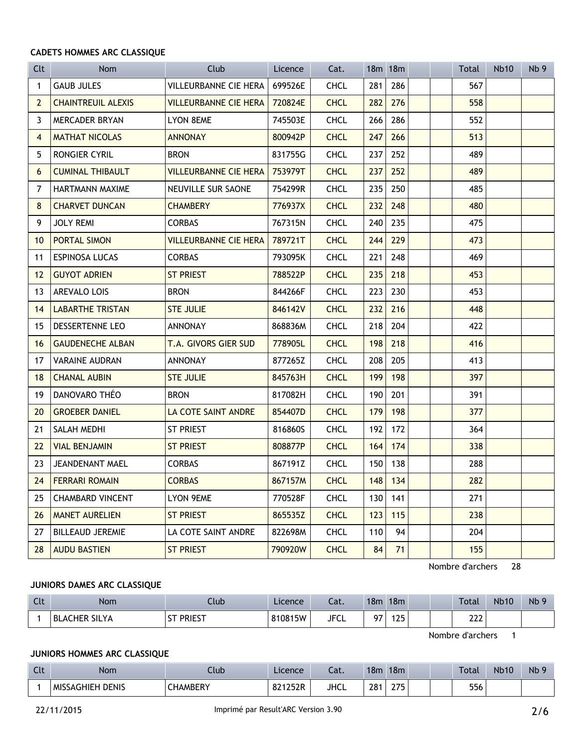### CADETS HOMMES ARC CLASSIQUE

| Clt | Nom | Club | Licence | Cat. | 18m | 18m | | | Total | Nb10 | Nb 9 |
|---|---|---|---|---|---|---|---|---|---|---|---|
| 1 | GAUB JULES | VILLEURBANNE CIE HERA | 699526E | CHCL | 281 | 286 | | | 567 | | |
| 2 | CHAINTREUIL ALEXIS | VILLEURBANNE CIE HERA | 720824E | CHCL | 282 | 276 | | | 558 | | |
| 3 | MERCADER BRYAN | LYON 8EME | 745503E | CHCL | 266 | 286 | | | 552 | | |
| 4 | MATHAT NICOLAS | ANNONAY | 800942P | CHCL | 247 | 266 | | | 513 | | |
| 5 | RONGIER CYRIL | BRON | 831755G | CHCL | 237 | 252 | | | 489 | | |
| 6 | CUMINAL THIBAULT | VILLEURBANNE CIE HERA | 753979T | CHCL | 237 | 252 | | | 489 | | |
| 7 | HARTMANN MAXIME | NEUVILLE SUR SAONE | 754299R | CHCL | 235 | 250 | | | 485 | | |
| 8 | CHARVET DUNCAN | CHAMBERY | 776937X | CHCL | 232 | 248 | | | 480 | | |
| 9 | JOLY REMI | CORBAS | 767315N | CHCL | 240 | 235 | | | 475 | | |
| 10 | PORTAL SIMON | VILLEURBANNE CIE HERA | 789721T | CHCL | 244 | 229 | | | 473 | | |
| 11 | ESPINOSA LUCAS | CORBAS | 793095K | CHCL | 221 | 248 | | | 469 | | |
| 12 | GUYOT ADRIEN | ST PRIEST | 788522P | CHCL | 235 | 218 | | | 453 | | |
| 13 | AREVALO LOIS | BRON | 844266F | CHCL | 223 | 230 | | | 453 | | |
| 14 | LABARTHE TRISTAN | STE JULIE | 846142V | CHCL | 232 | 216 | | | 448 | | |
| 15 | DESSERTENNE LEO | ANNONAY | 868836M | CHCL | 218 | 204 | | | 422 | | |
| 16 | GAUDENECHE ALBAN | T.A. GIVORS GIER SUD | 778905L | CHCL | 198 | 218 | | | 416 | | |
| 17 | VARAINE AUDRAN | ANNONAY | 877265Z | CHCL | 208 | 205 | | | 413 | | |
| 18 | CHANAL AUBIN | STE JULIE | 845763H | CHCL | 199 | 198 | | | 397 | | |
| 19 | DANOVARO THÉO | BRON | 817082H | CHCL | 190 | 201 | | | 391 | | |
| 20 | GROEBER DANIEL | LA COTE SAINT ANDRE | 854407D | CHCL | 179 | 198 | | | 377 | | |
| 21 | SALAH MEDHI | ST PRIEST | 816860S | CHCL | 192 | 172 | | | 364 | | |
| 22 | VIAL BENJAMIN | ST PRIEST | 808877P | CHCL | 164 | 174 | | | 338 | | |
| 23 | JEANDENANT MAEL | CORBAS | 867191Z | CHCL | 150 | 138 | | | 288 | | |
| 24 | FERRARI ROMAIN | CORBAS | 867157M | CHCL | 148 | 134 | | | 282 | | |
| 25 | CHAMBARD VINCENT | LYON 9EME | 770528F | CHCL | 130 | 141 | | | 271 | | |
| 26 | MANET AURELIEN | ST PRIEST | 865535Z | CHCL | 123 | 115 | | | 238 | | |
| 27 | BILLEAUD JEREMIE | LA COTE SAINT ANDRE | 822698M | CHCL | 110 | 94 | | | 204 | | |
| 28 | AUDU BASTIEN | ST PRIEST | 790920W | CHCL | 84 | 71 | | | 155 | | |

Nombre d'archers 28

### JUNIORS DAMES ARC CLASSIQUE

| Clt | Nom | Club | Licence | Cat. | 18m | 18m | | | Total | Nb10 | Nb 9 |
|---|---|---|---|---|---|---|---|---|---|---|---|
| 1 | BLACHER SILYA | ST PRIEST | 810815W | JFCL | 97 | 125 | | | 222 | | |

Nombre d'archers 1

### JUNIORS HOMMES ARC CLASSIQUE

| Clt | Nom | Club | Licence | Cat. | 18m | 18m | | | Total | Nb10 | Nb 9 |
|---|---|---|---|---|---|---|---|---|---|---|---|
| 1 | MISSAGHIEH DENIS | CHAMBERY | 821252R | JHCL | 281 | 275 | | | 556 | | |

22/11/2015 Imprimé par Result'ARC Version 3.90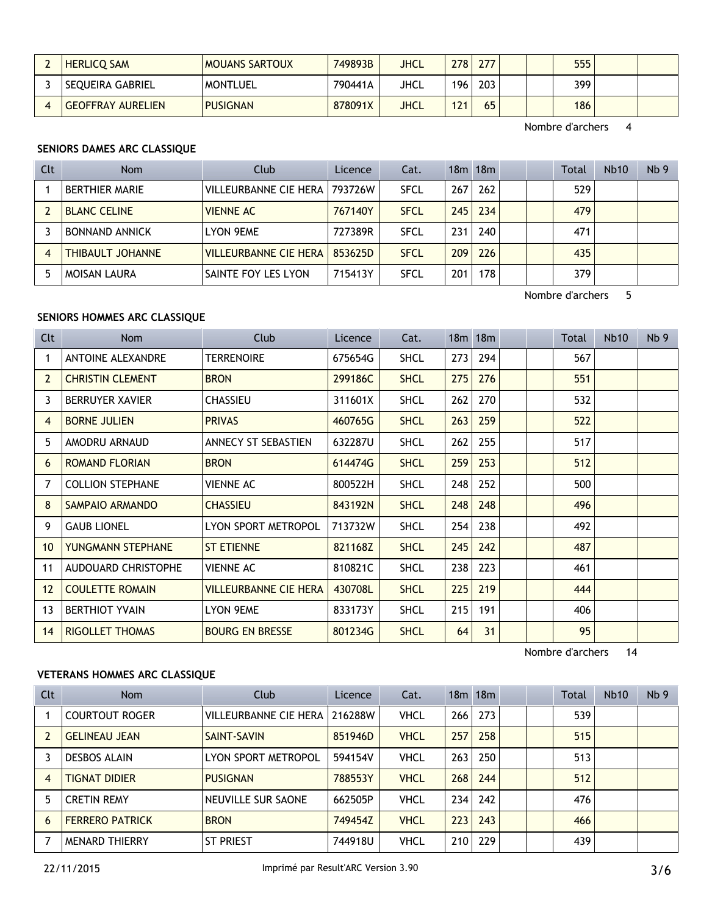| | | | | | | | | | | | |
|---|---|---|---|---|---|---|---|---|---|---|---|
| 2 | HERLICQ SAM | MOUANS SARTOUX | 749893B | JHCL | 278 | 277 | | | 555 | | |
| 3 | SEQUEIRA GABRIEL | MONTLUEL | 790441A | JHCL | 196 | 203 | | | 399 | | |
| 4 | GEOFFRAY AURELIEN | PUSIGNAN | 878091X | JHCL | 121 | 65 | | | 186 | | |

Nombre d'archers 4

**SENIORS DAMES ARC CLASSIQUE**

| Clt | Nom | Club | Licence | Cat. | 18m | 18m | | | Total | Nb10 | Nb 9 |
|---|---|---|---|---|---|---|---|---|---|---|---|
| 1 | BERTHIER MARIE | VILLEURBANNE CIE HERA | 793726W | SFCL | 267 | 262 | | | 529 | | |
| 2 | BLANC CELINE | VIENNE AC | 767140Y | SFCL | 245 | 234 | | | 479 | | |
| 3 | BONNAND ANNICK | LYON 9EME | 727389R | SFCL | 231 | 240 | | | 471 | | |
| 4 | THIBAULT JOHANNE | VILLEURBANNE CIE HERA | 853625D | SFCL | 209 | 226 | | | 435 | | |
| 5 | MOISAN LAURA | SAINTE FOY LES LYON | 715413Y | SFCL | 201 | 178 | | | 379 | | |

Nombre d'archers 5

**SENIORS HOMMES ARC CLASSIQUE**

| Clt | Nom | Club | Licence | Cat. | 18m | 18m | | | Total | Nb10 | Nb 9 |
|---|---|---|---|---|---|---|---|---|---|---|---|
| 1 | ANTOINE ALEXANDRE | TERRENOIRE | 675654G | SHCL | 273 | 294 | | | 567 | | |
| 2 | CHRISTIN CLEMENT | BRON | 299186C | SHCL | 275 | 276 | | | 551 | | |
| 3 | BERRUYER XAVIER | CHASSIEU | 311601X | SHCL | 262 | 270 | | | 532 | | |
| 4 | BORNE JULIEN | PRIVAS | 460765G | SHCL | 263 | 259 | | | 522 | | |
| 5 | AMODRU ARNAUD | ANNECY ST SEBASTIEN | 632287U | SHCL | 262 | 255 | | | 517 | | |
| 6 | ROMAND FLORIAN | BRON | 614474G | SHCL | 259 | 253 | | | 512 | | |
| 7 | COLLION STEPHANE | VIENNE AC | 800522H | SHCL | 248 | 252 | | | 500 | | |
| 8 | SAMPAIO ARMANDO | CHASSIEU | 843192N | SHCL | 248 | 248 | | | 496 | | |
| 9 | GAUB LIONEL | LYON SPORT METROPOL | 713732W | SHCL | 254 | 238 | | | 492 | | |
| 10 | YUNGMANN STEPHANE | ST ETIENNE | 821168Z | SHCL | 245 | 242 | | | 487 | | |
| 11 | AUDOUARD CHRISTOPHE | VIENNE AC | 810821C | SHCL | 238 | 223 | | | 461 | | |
| 12 | COULETTE ROMAIN | VILLEURBANNE CIE HERA | 430708L | SHCL | 225 | 219 | | | 444 | | |
| 13 | BERTHIOT YVAIN | LYON 9EME | 833173Y | SHCL | 215 | 191 | | | 406 | | |
| 14 | RIGOLLET THOMAS | BOURG EN BRESSE | 801234G | SHCL | 64 | 31 | | | 95 | | |

Nombre d'archers 14

**VETERANS HOMMES ARC CLASSIQUE**

| Clt | Nom | Club | Licence | Cat. | 18m | 18m | | | Total | Nb10 | Nb 9 |
|---|---|---|---|---|---|---|---|---|---|---|---|
| 1 | COURTOUT ROGER | VILLEURBANNE CIE HERA | 216288W | VHCL | 266 | 273 | | | 539 | | |
| 2 | GELINEAU JEAN | SAINT-SAVIN | 851946D | VHCL | 257 | 258 | | | 515 | | |
| 3 | DESBOS ALAIN | LYON SPORT METROPOL | 594154V | VHCL | 263 | 250 | | | 513 | | |
| 4 | TIGNAT DIDIER | PUSIGNAN | 788553Y | VHCL | 268 | 244 | | | 512 | | |
| 5 | CRETIN REMY | NEUVILLE SUR SAONE | 662505P | VHCL | 234 | 242 | | | 476 | | |
| 6 | FERRERO PATRICK | BRON | 749454Z | VHCL | 223 | 243 | | | 466 | | |
| 7 | MENARD THIERRY | ST PRIEST | 744918U | VHCL | 210 | 229 | | | 439 | | |

22/11/2015 Imprimé par Result'ARC Version 3.90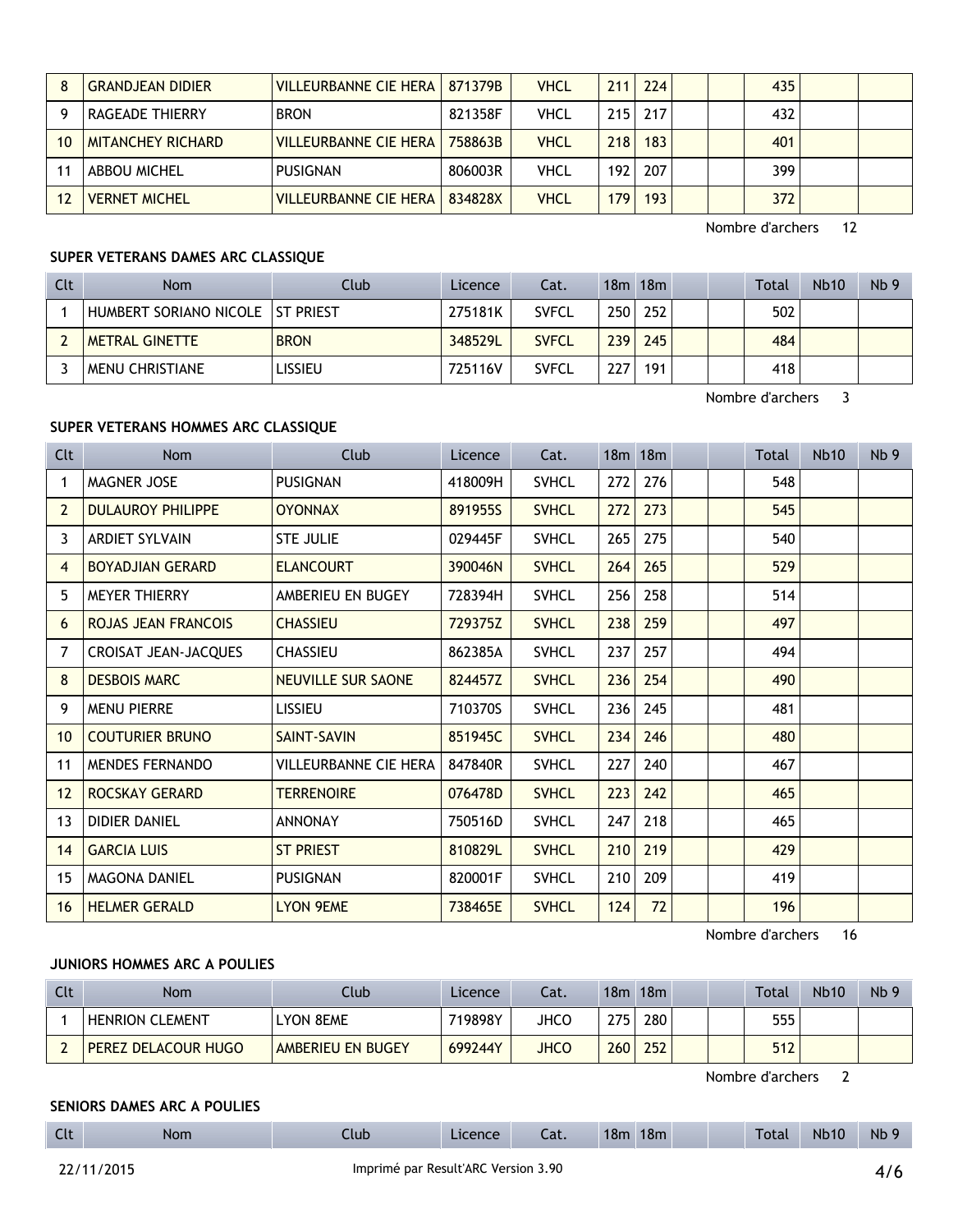| Clt | Nom | Club | Licence | Cat. | 18m | 18m | | | Total | Nb10 | Nb 9 |
|---|---|---|---|---|---|---|---|---|---|---|---|
| 8 | GRANDJEAN DIDIER | VILLEURBANNE CIE HERA | 871379B | VHCL | 211 | 224 | | | 435 | | |
| 9 | RAGEADE THIERRY | BRON | 821358F | VHCL | 215 | 217 | | | 432 | | |
| 10 | MITANCHEY RICHARD | VILLEURBANNE CIE HERA | 758863B | VHCL | 218 | 183 | | | 401 | | |
| 11 | ABBOU MICHEL | PUSIGNAN | 806003R | VHCL | 192 | 207 | | | 399 | | |
| 12 | VERNET MICHEL | VILLEURBANNE CIE HERA | 834828X | VHCL | 179 | 193 | | | 372 | | |

Nombre d'archers 12

**SUPER VETERANS DAMES ARC CLASSIQUE**

| Clt | Nom | Club | Licence | Cat. | 18m | 18m | | | Total | Nb10 | Nb 9 |
|---|---|---|---|---|---|---|---|---|---|---|---|
| 1 | HUMBERT SORIANO NICOLE | ST PRIEST | 275181K | SVFCL | 250 | 252 | | | 502 | | |
| 2 | METRAL GINETTE | BRON | 348529L | SVFCL | 239 | 245 | | | 484 | | |
| 3 | MENU CHRISTIANE | LISSIEU | 725116V | SVFCL | 227 | 191 | | | 418 | | |

Nombre d'archers 3

**SUPER VETERANS HOMMES ARC CLASSIQUE**

| Clt | Nom | Club | Licence | Cat. | 18m | 18m | | | Total | Nb10 | Nb 9 |
|---|---|---|---|---|---|---|---|---|---|---|---|
| 1 | MAGNER JOSE | PUSIGNAN | 418009H | SVHCL | 272 | 276 | | | 548 | | |
| 2 | DULAUROY PHILIPPE | OYONNAX | 891955S | SVHCL | 272 | 273 | | | 545 | | |
| 3 | ARDIET SYLVAIN | STE JULIE | 029445F | SVHCL | 265 | 275 | | | 540 | | |
| 4 | BOYADJIAN GERARD | ELANCOURT | 390046N | SVHCL | 264 | 265 | | | 529 | | |
| 5 | MEYER THIERRY | AMBERIEU EN BUGEY | 728394H | SVHCL | 256 | 258 | | | 514 | | |
| 6 | ROJAS JEAN FRANCOIS | CHASSIEU | 729375Z | SVHCL | 238 | 259 | | | 497 | | |
| 7 | CROISAT JEAN-JACQUES | CHASSIEU | 862385A | SVHCL | 237 | 257 | | | 494 | | |
| 8 | DESBOIS MARC | NEUVILLE SUR SAONE | 824457Z | SVHCL | 236 | 254 | | | 490 | | |
| 9 | MENU PIERRE | LISSIEU | 710370S | SVHCL | 236 | 245 | | | 481 | | |
| 10 | COUTURIER BRUNO | SAINT-SAVIN | 851945C | SVHCL | 234 | 246 | | | 480 | | |
| 11 | MENDES FERNANDO | VILLEURBANNE CIE HERA | 847840R | SVHCL | 227 | 240 | | | 467 | | |
| 12 | ROCSKAY GERARD | TERRENOIRE | 076478D | SVHCL | 223 | 242 | | | 465 | | |
| 13 | DIDIER DANIEL | ANNONAY | 750516D | SVHCL | 247 | 218 | | | 465 | | |
| 14 | GARCIA LUIS | ST PRIEST | 810829L | SVHCL | 210 | 219 | | | 429 | | |
| 15 | MAGONA DANIEL | PUSIGNAN | 820001F | SVHCL | 210 | 209 | | | 419 | | |
| 16 | HELMER GERALD | LYON 9EME | 738465E | SVHCL | 124 | 72 | | | 196 | | |

Nombre d'archers 16

**JUNIORS HOMMES ARC A POULIES**

| Clt | Nom | Club | Licence | Cat. | 18m | 18m | | | Total | Nb10 | Nb 9 |
|---|---|---|---|---|---|---|---|---|---|---|---|
| 1 | HENRION CLEMENT | LYON 8EME | 719898Y | JHCO | 275 | 280 | | | 555 | | |
| 2 | PEREZ DELACOUR HUGO | AMBERIEU EN BUGEY | 699244Y | JHCO | 260 | 252 | | | 512 | | |

Nombre d'archers 2

**SENIORS DAMES ARC A POULIES**

| Clt | Nom | Club | Licence | Cat. | 18m | 18m | | | Total | Nb10 | Nb 9 |
|---|---|---|---|---|---|---|---|---|---|---|---|

22/11/2015 Imprimé par Result'ARC Version 3.90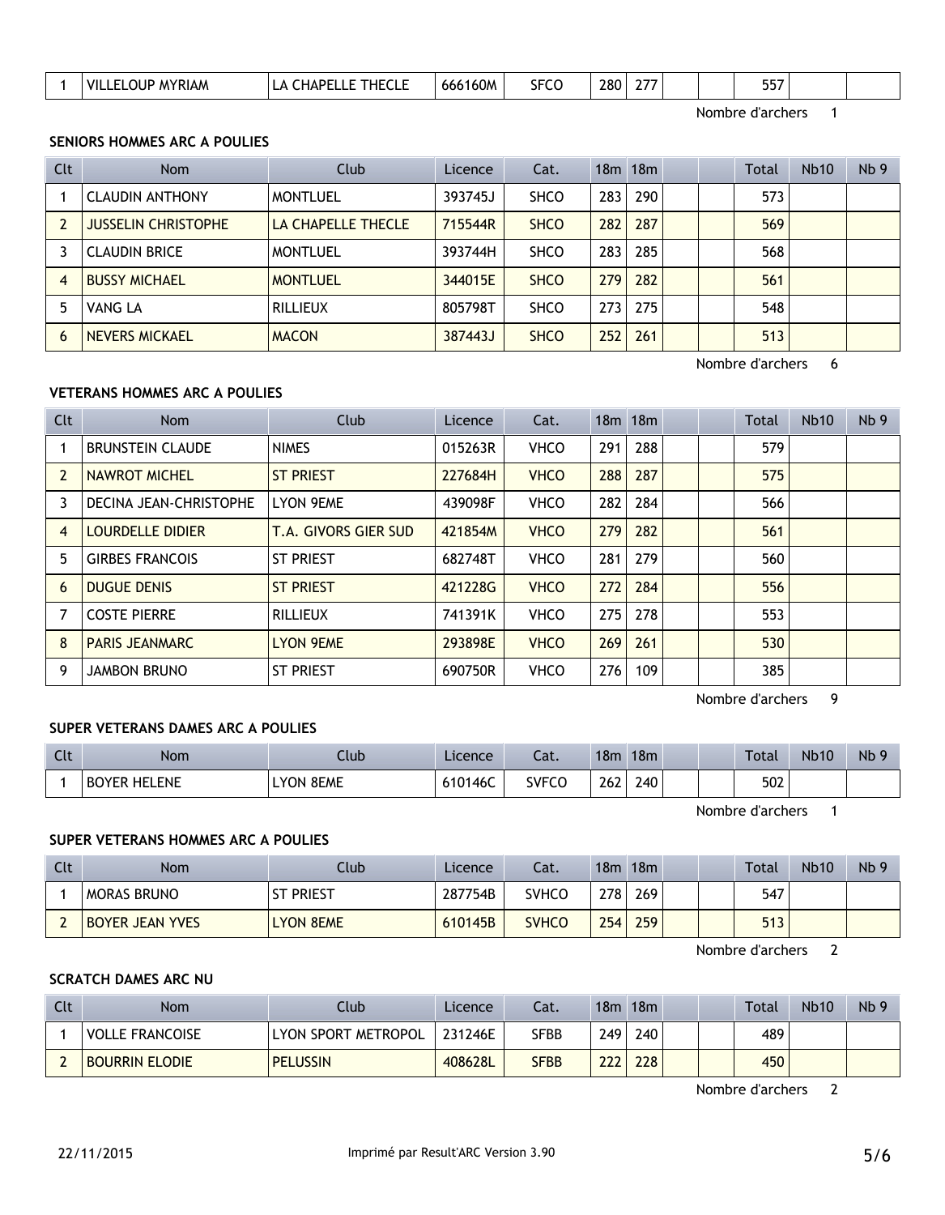| 1 | VILLELOUP MYRIAM | LA CHAPELLE THECLE | 666160M | SFCO | 280 | 277 | | | 557 | | |
|---|---|---|---|---|---|---|---|---|---|---|---|

Nombre d'archers 1

**SENIORS HOMMES ARC A POULIES**

| Clt | Nom | Club | Licence | Cat. | 18m | 18m | | | Total | Nb10 | Nb 9 |
|---|---|---|---|---|---|---|---|---|---|---|---|
| 1 | CLAUDIN ANTHONY | MONTLUEL | 393745J | SHCO | 283 | 290 | | | 573 | | |
| 2 | JUSSELIN CHRISTOPHE | LA CHAPELLE THECLE | 715544R | SHCO | 282 | 287 | | | 569 | | |
| 3 | CLAUDIN BRICE | MONTLUEL | 393744H | SHCO | 283 | 285 | | | 568 | | |
| 4 | BUSSY MICHAEL | MONTLUEL | 344015E | SHCO | 279 | 282 | | | 561 | | |
| 5 | VANG LA | RILLIEUX | 805798T | SHCO | 273 | 275 | | | 548 | | |
| 6 | NEVERS MICKAEL | MACON | 387443J | SHCO | 252 | 261 | | | 513 | | |

Nombre d'archers 6

**VETERANS HOMMES ARC A POULIES**

| Clt | Nom | Club | Licence | Cat. | 18m | 18m | | | Total | Nb10 | Nb 9 |
|---|---|---|---|---|---|---|---|---|---|---|---|
| 1 | BRUNSTEIN CLAUDE | NIMES | 015263R | VHCO | 291 | 288 | | | 579 | | |
| 2 | NAWROT MICHEL | ST PRIEST | 227684H | VHCO | 288 | 287 | | | 575 | | |
| 3 | DECINA JEAN-CHRISTOPHE | LYON 9EME | 439098F | VHCO | 282 | 284 | | | 566 | | |
| 4 | LOURDELLE DIDIER | T.A. GIVORS GIER SUD | 421854M | VHCO | 279 | 282 | | | 561 | | |
| 5 | GIRBES FRANCOIS | ST PRIEST | 682748T | VHCO | 281 | 279 | | | 560 | | |
| 6 | DUGUE DENIS | ST PRIEST | 421228G | VHCO | 272 | 284 | | | 556 | | |
| 7 | COSTE PIERRE | RILLIEUX | 741391K | VHCO | 275 | 278 | | | 553 | | |
| 8 | PARIS JEANMARC | LYON 9EME | 293898E | VHCO | 269 | 261 | | | 530 | | |
| 9 | JAMBON BRUNO | ST PRIEST | 690750R | VHCO | 276 | 109 | | | 385 | | |

Nombre d'archers 9

**SUPER VETERANS DAMES ARC A POULIES**

| Clt | Nom | Club | Licence | Cat. | 18m | 18m | | | Total | Nb10 | Nb 9 |
|---|---|---|---|---|---|---|---|---|---|---|---|
| 1 | BOYER HELENE | LYON 8EME | 610146C | SVFCO | 262 | 240 | | | 502 | | |

Nombre d'archers 1

**SUPER VETERANS HOMMES ARC A POULIES**

| Clt | Nom | Club | Licence | Cat. | 18m | 18m | | | Total | Nb10 | Nb 9 |
|---|---|---|---|---|---|---|---|---|---|---|---|
| 1 | MORAS BRUNO | ST PRIEST | 287754B | SVHCO | 278 | 269 | | | 547 | | |
| 2 | BOYER JEAN YVES | LYON 8EME | 610145B | SVHCO | 254 | 259 | | | 513 | | |

Nombre d'archers 2

**SCRATCH DAMES ARC NU**

| Clt | Nom | Club | Licence | Cat. | 18m | 18m | | | Total | Nb10 | Nb 9 |
|---|---|---|---|---|---|---|---|---|---|---|---|
| 1 | VOLLE FRANCOISE | LYON SPORT METROPOL | 231246E | SFBB | 249 | 240 | | | 489 | | |
| 2 | BOURRIN ELODIE | PELUSSIN | 408628L | SFBB | 222 | 228 | | | 450 | | |

Nombre d'archers 2

22/11/2015 Imprimé par Result'ARC Version 3.90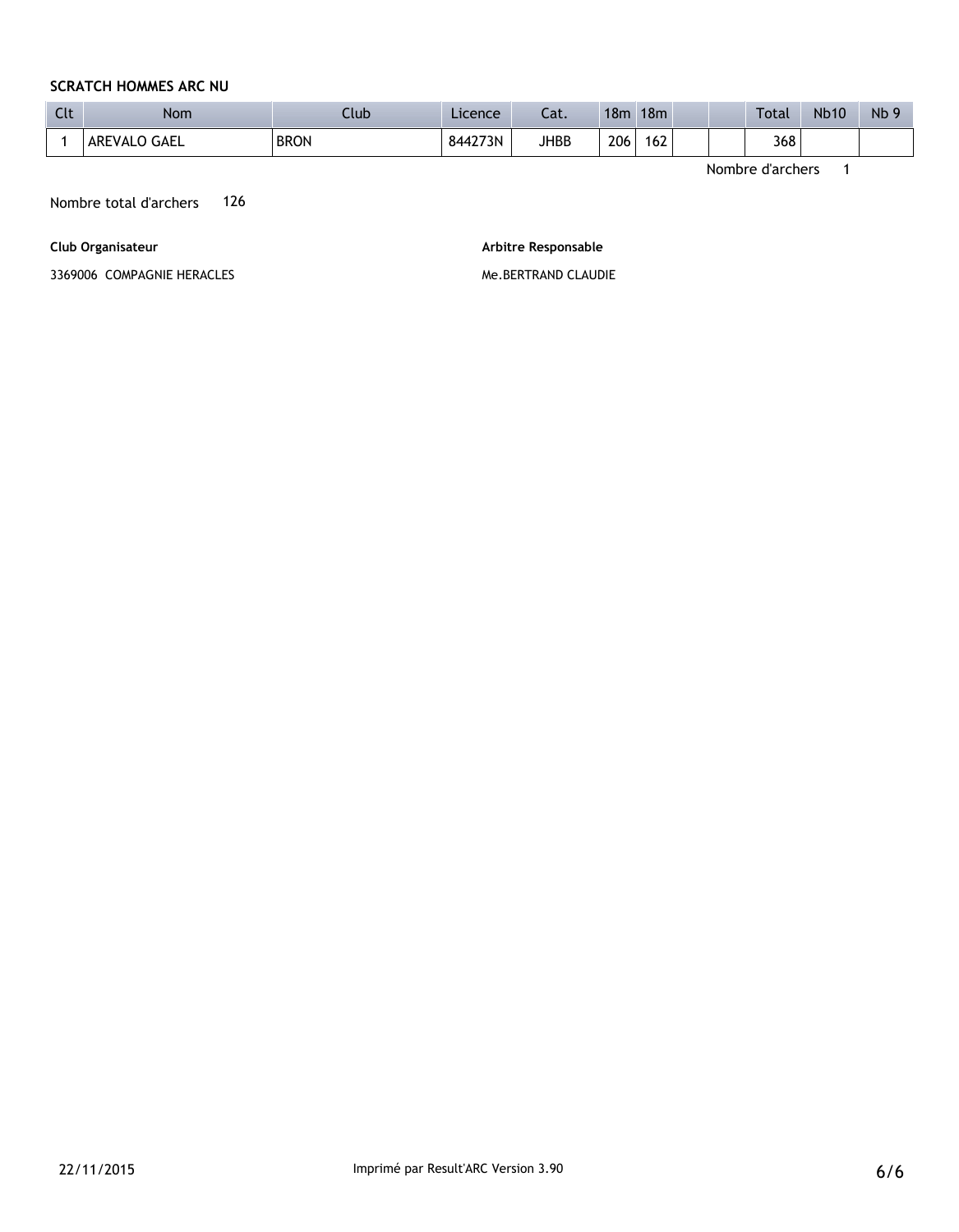**SCRATCH HOMMES ARC NU**

| Clt | Nom | Club | Licence | Cat. | 18m | 18m | | | Total | Nb10 | Nb 9 |
|---|---|---|---|---|---|---|---|---|---|---|---|
| 1 | AREVALO GAEL | BRON | 844273N | JHBB | 206 | 162 | | | 368 | | |

Nombre d'archers 1

Nombre total d'archers 126

**Club Organisateur**

3369006 COMPAGNIE HERACLES

**Arbitre Responsable**

Me.BERTRAND CLAUDIE

22/11/2015 Imprimé par Result'ARC Version 3.90